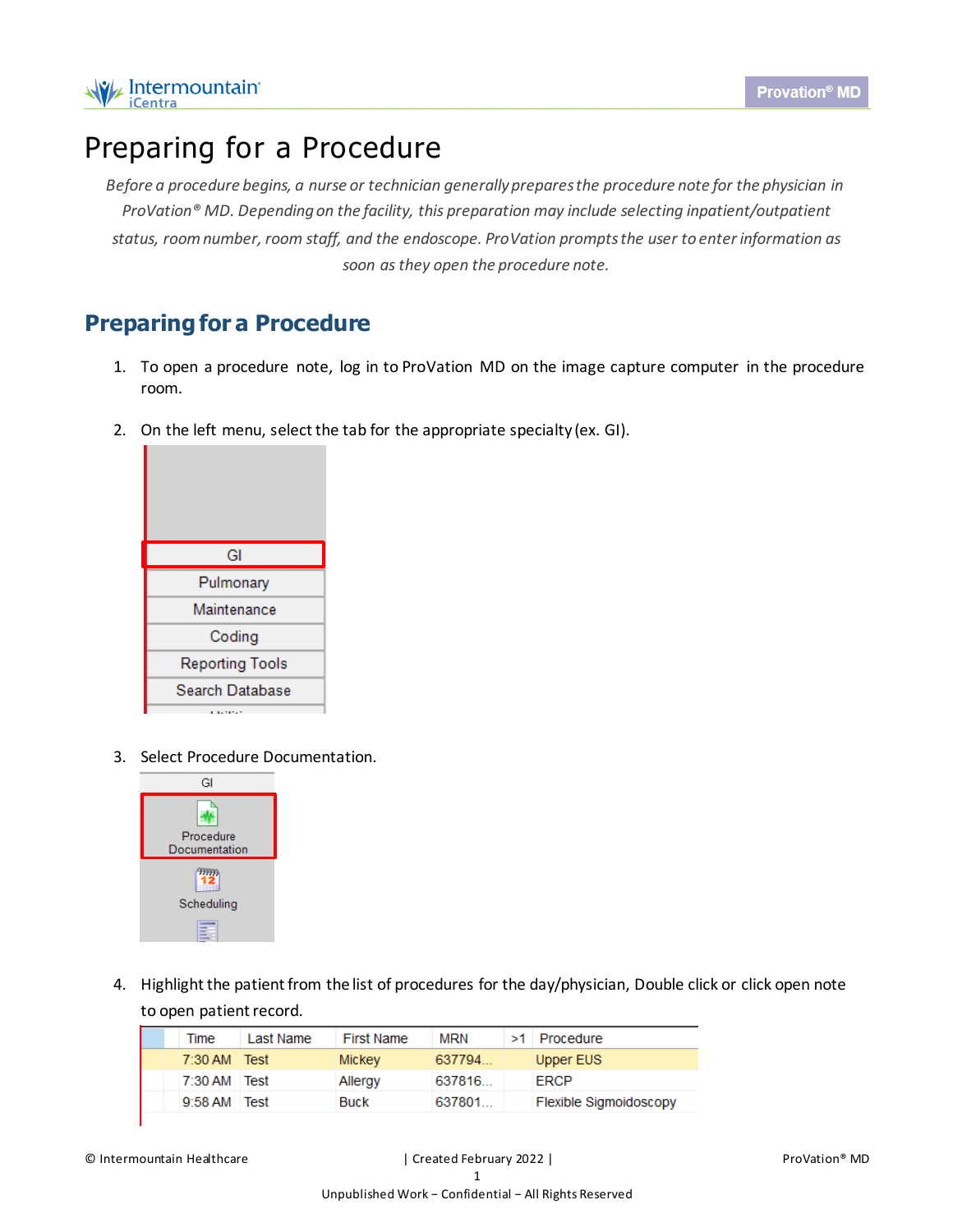# Preparing for a Procedure

*Before a procedure begins, a nurse or technician generally prepares the procedure note for the physician in ProVation® MD. Depending on the facility, this preparation may include selecting inpatient/outpatient status, room number, room staff, and the endoscope. ProVation prompts the user to enter information as soon as they open the procedure note.*

## Preparing for a Procedure

1. To open a procedure note, log in to ProVation MD on the image capture computer in the procedure room.
2. On the left menu, select the tab for the appropriate specialty (ex. GI).

   GI
   Pulmonary
   Maintenance
   Coding
   Reporting Tools
   Search Database

3. Select Procedure Documentation.

   GI
   Procedure Documentation
   Scheduling

4. Highlight the patient from the list of procedures for the day/physician, Double click or click open note to open patient record.

| | Time | Last Name | First Name | MRN | >1 | Procedure |
|---|---|---|---|---|---|---|
| | 7:30 AM | Test | Mickey | 637794... | | Upper EUS |
| | 7:30 AM | Test | Allergy | 637816... | | ERCP |
| | 9:58 AM | Test | Buck | 637801... | | Flexible Sigmoidoscopy |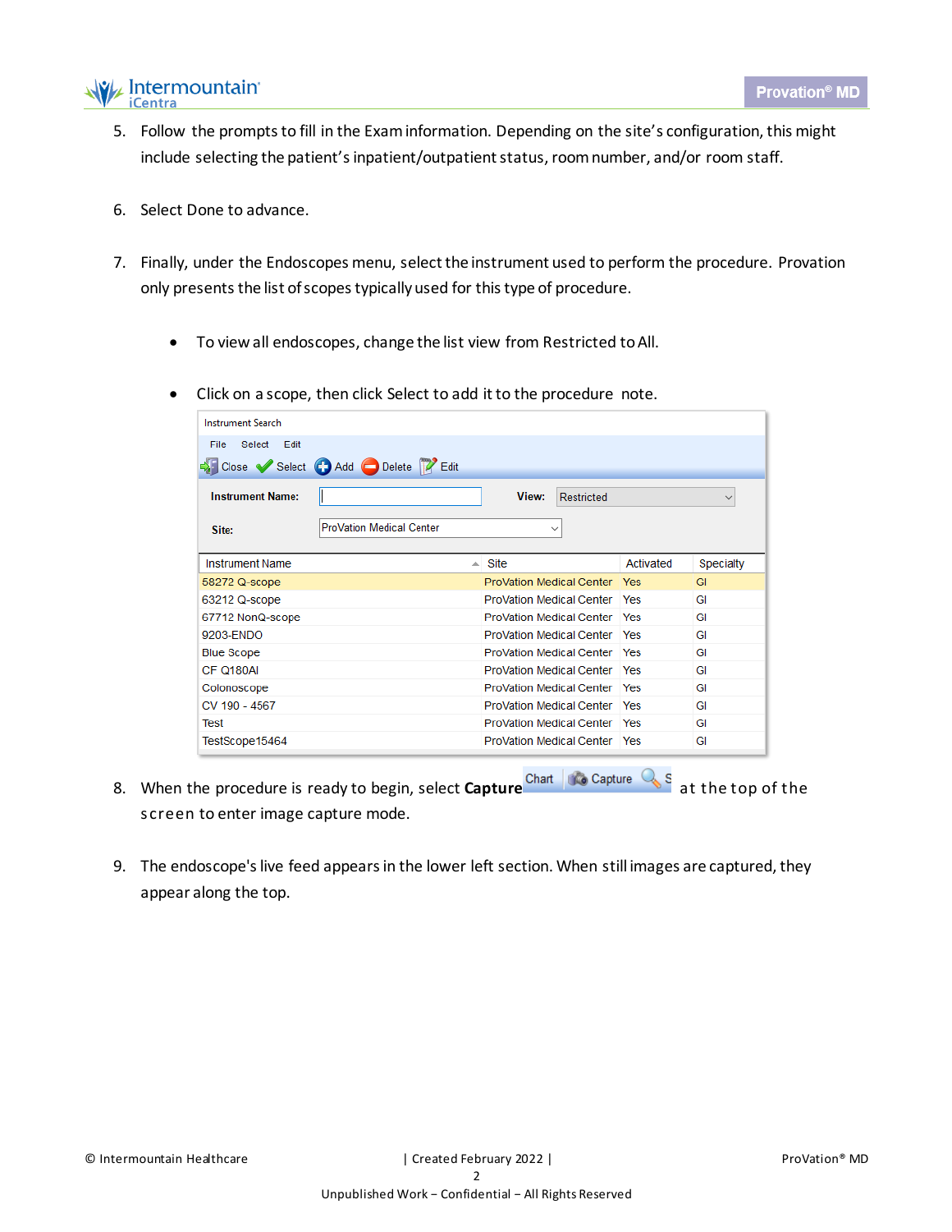5. Follow the prompts to fill in the Exam information. Depending on the site's configuration, this might include selecting the patient's inpatient/outpatient status, room number, and/or room staff.

6. Select Done to advance.

7. Finally, under the Endoscopes menu, select the instrument used to perform the procedure. Provation only presents the list of scopes typically used for this type of procedure.

   - To view all endoscopes, change the list view from Restricted to All.

   - Click on a scope, then click Select to add it to the procedure note.

Instrument Search

File Select Edit

Close Select Add Delete Edit

**Instrument Name:** | **View:** Restricted

**Site:** ProVation Medical Center

| Instrument Name | Site | Activated | Specialty |
|---|---|---|---|
| 58272 Q-scope | ProVation Medical Center | Yes | GI |
| 63212 Q-scope | ProVation Medical Center | Yes | GI |
| 67712 NonQ-scope | ProVation Medical Center | Yes | GI |
| 9203-ENDO | ProVation Medical Center | Yes | GI |
| Blue Scope | ProVation Medical Center | Yes | GI |
| CF Q180AI | ProVation Medical Center | Yes | GI |
| Colonoscope | ProVation Medical Center | Yes | GI |
| CV 190 - 4567 | ProVation Medical Center | Yes | GI |
| Test | ProVation Medical Center | Yes | GI |
| TestScope15464 | ProVation Medical Center | Yes | GI |

8. When the procedure is ready to begin, select **Capture** (Chart | Capture | S) at the top of the screen to enter image capture mode.

9. The endoscope's live feed appears in the lower left section. When still images are captured, they appear along the top.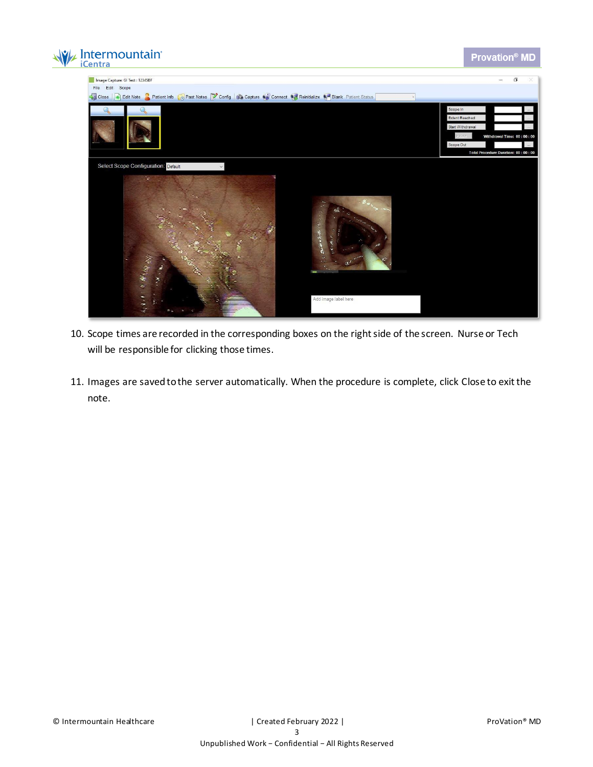10. Scope times are recorded in the corresponding boxes on the right side of the screen. Nurse or Tech will be responsible for clicking those times.

11. Images are saved to the server automatically. When the procedure is complete, click Close to exit the note.